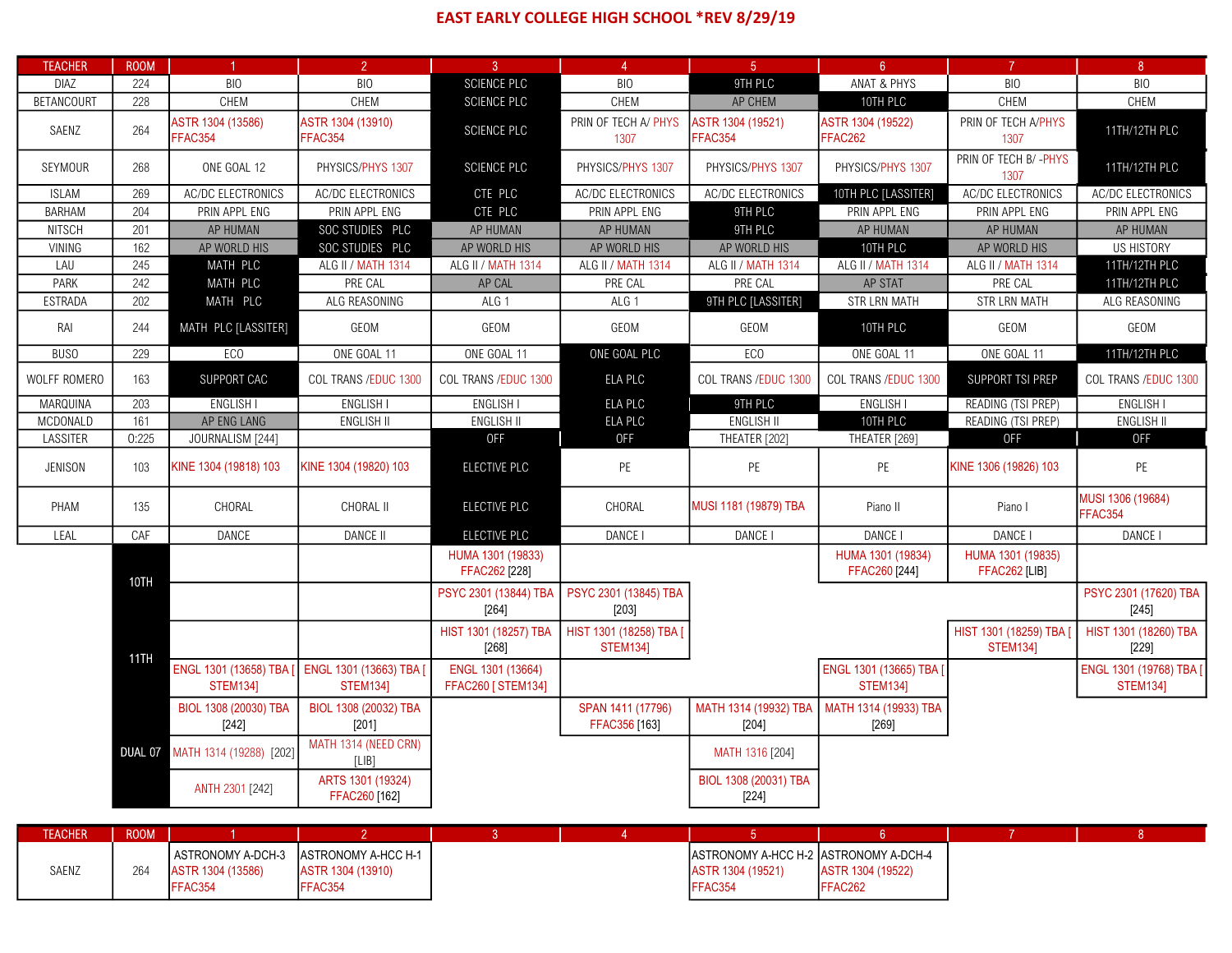# EAST EARLY COLLEGE HIGH SCHOOL *REV 8/29/19

| TEACHER | ROOM | 1 | 2 | 3 | 4 | 5 | 6 | 7 | 8 |
|---|---|---|---|---|---|---|---|---|---|
| DIAZ | 224 | BIO | BIO | SCIENCE PLC | BIO | 9TH PLC | ANAT & PHYS | BIO | BIO |
| BETANCOURT | 228 | CHEM | CHEM | SCIENCE PLC | CHEM | AP CHEM | 10TH PLC | CHEM | CHEM |
| SAENZ | 264 | ASTR 1304 (13586) FFAC354 | ASTR 1304 (13910) FFAC354 | SCIENCE PLC | PRIN OF TECH A/ PHYS 1307 | ASTR 1304 (19521) FFAC354 | ASTR 1304 (19522) FFAC262 | PRIN OF TECH A/PHYS 1307 | 11TH/12TH PLC |
| SEYMOUR | 268 | ONE GOAL 12 | PHYSICS/PHYS 1307 | SCIENCE PLC | PHYSICS/PHYS 1307 | PHYSICS/PHYS 1307 | PHYSICS/PHYS 1307 | PRIN OF TECH B/ -PHYS 1307 | 11TH/12TH PLC |
| ISLAM | 269 | AC/DC ELECTRONICS | AC/DC ELECTRONICS | CTE PLC | AC/DC ELECTRONICS | AC/DC ELECTRONICS | 10TH PLC [LASSITER] | AC/DC ELECTRONICS | AC/DC ELECTRONICS |
| BARHAM | 204 | PRIN APPL ENG | PRIN APPL ENG | CTE PLC | PRIN APPL ENG | 9TH PLC | PRIN APPL ENG | PRIN APPL ENG | PRIN APPL ENG |
| NITSCH | 201 | AP HUMAN | SOC STUDIES PLC | AP HUMAN | AP HUMAN | 9TH PLC | AP HUMAN | AP HUMAN | AP HUMAN |
| VINING | 162 | AP WORLD HIS | SOC STUDIES PLC | AP WORLD HIS | AP WORLD HIS | AP WORLD HIS | 10TH PLC | AP WORLD HIS | US HISTORY |
| LAU | 245 | MATH PLC | ALG II / MATH 1314 | ALG II / MATH 1314 | ALG II / MATH 1314 | ALG II / MATH 1314 | ALG II / MATH 1314 | ALG II / MATH 1314 | 11TH/12TH PLC |
| PARK | 242 | MATH PLC | PRE CAL | AP CAL | PRE CAL | PRE CAL | AP STAT | PRE CAL | 11TH/12TH PLC |
| ESTRADA | 202 | MATH PLC | ALG REASONING | ALG 1 | ALG 1 | 9TH PLC [LASSITER] | STR LRN MATH | STR LRN MATH | ALG REASONING |
| RAI | 244 | MATH PLC [LASSITER] | GEOM | GEOM | GEOM | GEOM | 10TH PLC | GEOM | GEOM |
| BUSO | 229 | ECO | ONE GOAL 11 | ONE GOAL 11 | ONE GOAL PLC | ECO | ONE GOAL 11 | ONE GOAL 11 | 11TH/12TH PLC |
| WOLFF ROMERO | 163 | SUPPORT CAC | COL TRANS /EDUC 1300 | COL TRANS /EDUC 1300 | ELA PLC | COL TRANS /EDUC 1300 | COL TRANS /EDUC 1300 | SUPPORT TSI PREP | COL TRANS /EDUC 1300 |
| MARQUINA | 203 | ENGLISH I | ENGLISH I | ENGLISH I | ELA PLC | 9TH PLC | ENGLISH I | READING (TSI PREP) | ENGLISH I |
| MCDONALD | 161 | AP ENG LANG | ENGLISH II | ENGLISH II | ELA PLC | ENGLISH II | 10TH PLC | READING (TSI PREP) | ENGLISH II |
| LASSITER | O:225 | JOURNALISM [244] | | OFF | OFF | THEATER [202] | THEATER [269] | OFF | OFF |
| JENISON | 103 | KINE 1304 (19818) 103 | KINE 1304 (19820) 103 | ELECTIVE PLC | PE | PE | PE | KINE 1306 (19826) 103 | PE |
| PHAM | 135 | CHORAL | CHORAL II | ELECTIVE PLC | CHORAL | MUSI 1181 (19879) TBA | Piano II | Piano I | MUSI 1306 (19684) FFAC354 |
| LEAL | CAF | DANCE | DANCE II | ELECTIVE PLC | DANCE I | DANCE I | DANCE I | DANCE I | DANCE I |
| | 10TH | | | HUMA 1301 (19833) FFAC262 [228] | | | HUMA 1301 (19834) FFAC260 [244] | HUMA 1301 (19835) FFAC262 [LIB] | |
| | | | | PSYC 2301 (13844) TBA [264] | PSYC 2301 (13845) TBA [203] | | | | PSYC 2301 (17620) TBA [245] |
| | 11TH | | | HIST 1301 (18257) TBA [268] | HIST 1301 (18258) TBA [ STEM134] | | | HIST 1301 (18259) TBA [ STEM134] | HIST 1301 (18260) TBA [229] |
| | | ENGL 1301 (13658) TBA [ STEM134] | ENGL 1301 (13663) TBA [ STEM134] | ENGL 1301 (13664) FFAC260 [ STEM134] | | | ENGL 1301 (13665) TBA [ STEM134] | | ENGL 1301 (19768) TBA [ STEM134] |
| | | BIOL 1308 (20030) TBA [242] | BIOL 1308 (20032) TBA [201] | | SPAN 1411 (17796) FFAC356 [163] | MATH 1314 (19932) TBA [204] | MATH 1314 (19933) TBA [269] | | |
| | DUAL 07 | MATH 1314 (19288) [202] | MATH 1314 (NEED CRN) [LIB] | | | MATH 1316 [204] | | | |
| | | ANTH 2301 [242] | ARTS 1301 (19324) FFAC260 [162] | | | BIOL 1308 (20031) TBA [224] | | | |

| TEACHER | ROOM | 1 | 2 | 3 | 4 | 5 | 6 | 7 | 8 |
|---|---|---|---|---|---|---|---|---|---|
| SAENZ | 264 | ASTRONOMY A-DCH-3 ASTR 1304 (13586) FFAC354 | ASTRONOMY A-HCC H-1 ASTR 1304 (13910) FFAC354 | | | ASTRONOMY A-HCC H-2 ASTR 1304 (19521) FFAC354 | ASTRONOMY A-DCH-4 ASTR 1304 (19522) FFAC262 | | |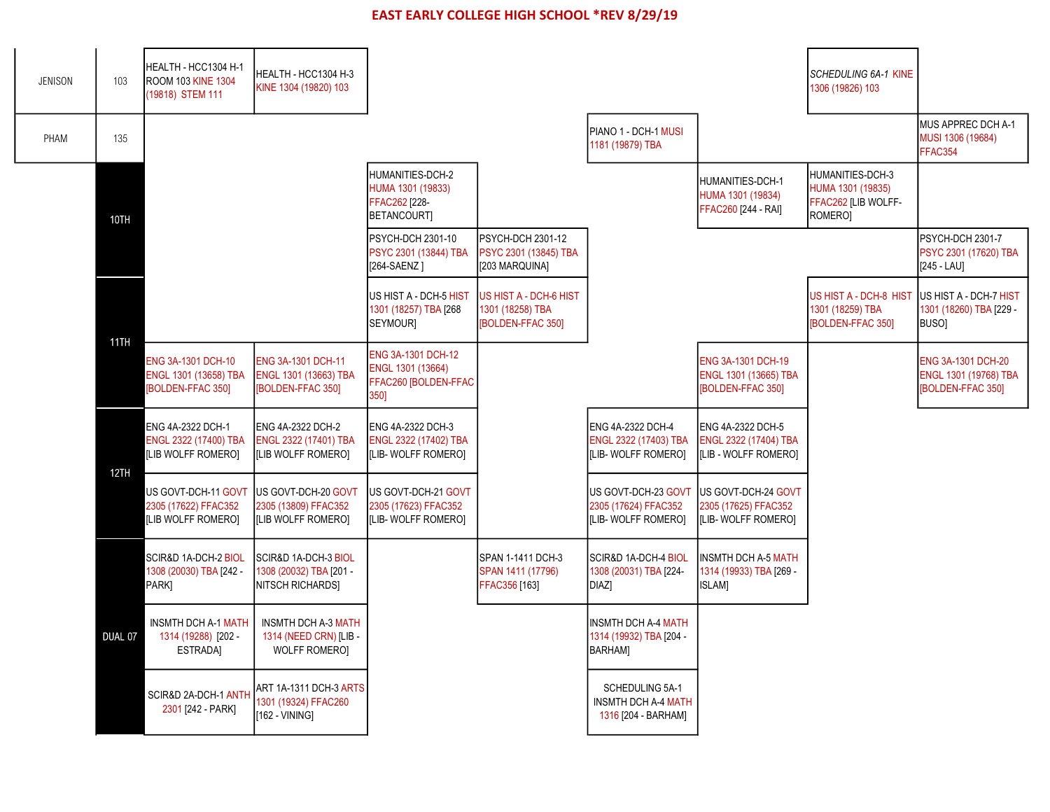# EAST EARLY COLLEGE HIGH SCHOOL *REV 8/29/19

| | | | | | | | | | |
|---|---|---|---|---|---|---|---|---|---|
| JENISON | 103 | HEALTH - HCC1304 H-1 ROOM 103 KINE 1304 (19818) STEM 111 | HEALTH - HCC1304 H-3 KINE 1304 (19820) 103 | | | | | *SCHEDULING 6A-1* KINE 1306 (19826) 103 | |
| PHAM | 135 | | | | | PIANO 1 - DCH-1 MUSI 1181 (19879) TBA | | | MUS APPREC DCH A-1 MUSI 1306 (19684) FFAC354 |
| 10TH | | | | HUMANITIES-DCH-2 HUMA 1301 (19833) FFAC262 [228-BETANCOURT] | | | HUMANITIES-DCH-1 HUMA 1301 (19834) FFAC260 [244 - RAI] | HUMANITIES-DCH-3 HUMA 1301 (19835) FFAC262 [LIB WOLFF-ROMERO] | |
| | | | | PSYCH-DCH 2301-10 PSYC 2301 (13844) TBA [264-SAENZ ] | PSYCH-DCH 2301-12 PSYC 2301 (13845) TBA [203 MARQUINA] | | | | PSYCH-DCH 2301-7 PSYC 2301 (17620) TBA [245 - LAU] |
| 11TH | | | | US HIST A - DCH-5 HIST 1301 (18257) TBA [268 SEYMOUR] | US HIST A - DCH-6 HIST 1301 (18258) TBA [BOLDEN-FFAC 350] | | | US HIST A - DCH-8 HIST 1301 (18259) TBA [BOLDEN-FFAC 350] | US HIST A - DCH-7 HIST 1301 (18260) TBA [229 - BUSO] |
| | | ENG 3A-1301 DCH-10 ENGL 1301 (13658) TBA [BOLDEN-FFAC 350] | ENG 3A-1301 DCH-11 ENGL 1301 (13663) TBA [BOLDEN-FFAC 350] | ENG 3A-1301 DCH-12 ENGL 1301 (13664) FFAC260 [BOLDEN-FFAC 350] | | | ENG 3A-1301 DCH-19 ENGL 1301 (13665) TBA [BOLDEN-FFAC 350] | | ENG 3A-1301 DCH-20 ENGL 1301 (19768) TBA [BOLDEN-FFAC 350] |
| 12TH | | ENG 4A-2322 DCH-1 ENGL 2322 (17400) TBA [LIB WOLFF ROMERO] | ENG 4A-2322 DCH-2 ENGL 2322 (17401) TBA [LIB WOLFF ROMERO] | ENG 4A-2322 DCH-3 ENGL 2322 (17402) TBA [LIB- WOLFF ROMERO] | | ENG 4A-2322 DCH-4 ENGL 2322 (17403) TBA [LIB- WOLFF ROMERO] | ENG 4A-2322 DCH-5 ENGL 2322 (17404) TBA [LIB - WOLFF ROMERO] | | |
| | | US GOVT-DCH-11 GOVT 2305 (17622) FFAC352 [LIB WOLFF ROMERO] | US GOVT-DCH-20 GOVT 2305 (13809) FFAC352 [LIB WOLFF ROMERO] | US GOVT-DCH-21 GOVT 2305 (17623) FFAC352 [LIB- WOLFF ROMERO] | | US GOVT-DCH-23 GOVT 2305 (17624) FFAC352 [LIB- WOLFF ROMERO] | US GOVT-DCH-24 GOVT 2305 (17625) FFAC352 [LIB- WOLFF ROMERO] | | |
| DUAL 07 | | SCIR&D 1A-DCH-2 BIOL 1308 (20030) TBA [242 - PARK] | SCIR&D 1A-DCH-3 BIOL 1308 (20032) TBA [201 - NITSCH RICHARDS] | | SPAN 1-1411 DCH-3 SPAN 1411 (17796) FFAC356 [163] | SCIR&D 1A-DCH-4 BIOL 1308 (20031) TBA [224-DIAZ] | INSMTH DCH A-5 MATH 1314 (19933) TBA [269 - ISLAM] | | |
| | | INSMTH DCH A-1 MATH 1314 (19288) [202 - ESTRADA] | INSMTH DCH A-3 MATH 1314 (NEED CRN) [LIB - WOLFF ROMERO] | | | INSMTH DCH A-4 MATH 1314 (19932) TBA [204 - BARHAM] | | | |
| | | SCIR&D 2A-DCH-1 ANTH 2301 [242 - PARK] | ART 1A-1311 DCH-3 ARTS 1301 (19324) FFAC260 [162 - VINING] | | | SCHEDULING 5A-1 INSMTH DCH A-4 MATH 1316 [204 - BARHAM] | | | |